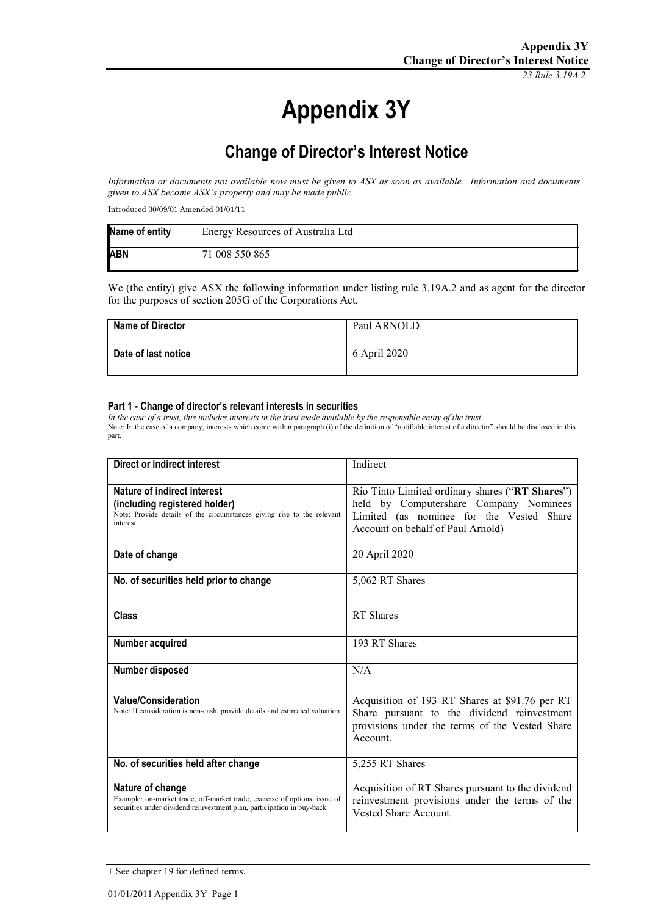# Appendix 3Y

## Change of Director's Interest Notice

*Information or documents not available now must be given to ASX as soon as available. Information and documents given to ASX become ASX's property and may be made public.*

Introduced 30/09/01 Amended 01/01/11

| Name of entity | Energy Resources of Australia Ltd |
|---|---|
| ABN | 71 008 550 865 |

We (the entity) give ASX the following information under listing rule 3.19A.2 and as agent for the director for the purposes of section 205G of the Corporations Act.

| Name of Director | Paul ARNOLD |
|---|---|
| Date of last notice | 6 April 2020 |

#### Part 1 - Change of director's relevant interests in securities

*In the case of a trust, this includes interests in the trust made available by the responsible entity of the trust*

Note: In the case of a company, interests which come within paragraph (i) of the definition of "notifiable interest of a director" should be disclosed in this part.

| Direct or indirect interest | Indirect |
|---|---|
| **Nature of indirect interest (including registered holder)**<br>Note: Provide details of the circumstances giving rise to the relevant interest. | Rio Tinto Limited ordinary shares ("**RT Shares**") held by Computershare Company Nominees Limited (as nominee for the Vested Share Account on behalf of Paul Arnold) |
| **Date of change** | 20 April 2020 |
| **No. of securities held prior to change** | 5,062 RT Shares |
| **Class** | RT Shares |
| **Number acquired** | 193 RT Shares |
| **Number disposed** | N/A |
| **Value/Consideration**<br>Note: If consideration is non-cash, provide details and estimated valuation | Acquisition of 193 RT Shares at $91.76 per RT Share pursuant to the dividend reinvestment provisions under the terms of the Vested Share Account. |
| **No. of securities held after change** | 5,255 RT Shares |
| **Nature of change**<br>Example: on-market trade, off-market trade, exercise of options, issue of securities under dividend reinvestment plan, participation in buy-back | Acquisition of RT Shares pursuant to the dividend reinvestment provisions under the terms of the Vested Share Account. |

+ See chapter 19 for defined terms.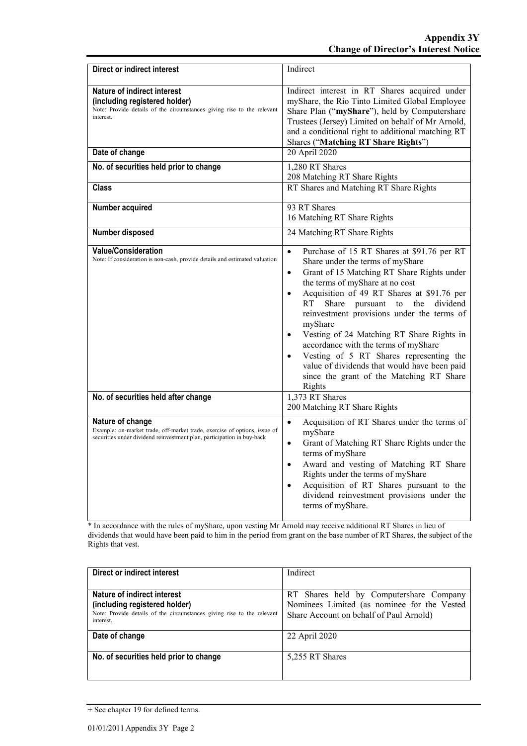| Direct or indirect interest | Indirect |
|---|---|
| **Nature of indirect interest (including registered holder)**<br>Note: Provide details of the circumstances giving rise to the relevant interest. | Indirect interest in RT Shares acquired under myShare, the Rio Tinto Limited Global Employee Share Plan ("**myShare**"), held by Computershare Trustees (Jersey) Limited on behalf of Mr Arnold, and a conditional right to additional matching RT Shares ("**Matching RT Share Rights**") |
| **Date of change** | 20 April 2020 |
| **No. of securities held prior to change** | 1,280 RT Shares<br>208 Matching RT Share Rights |
| **Class** | RT Shares and Matching RT Share Rights |
| **Number acquired** | 93 RT Shares<br>16 Matching RT Share Rights |
| **Number disposed** | 24 Matching RT Share Rights |
| **Value/Consideration**<br>Note: If consideration is non-cash, provide details and estimated valuation | • Purchase of 15 RT Shares at $91.76 per RT Share under the terms of myShare<br>• Grant of 15 Matching RT Share Rights under the terms of myShare at no cost<br>• Acquisition of 49 RT Shares at $91.76 per RT Share pursuant to the dividend reinvestment provisions under the terms of myShare<br>• Vesting of 24 Matching RT Share Rights in accordance with the terms of myShare<br>• Vesting of 5 RT Shares representing the value of dividends that would have been paid since the grant of the Matching RT Share Rights |
| **No. of securities held after change** | 1,373 RT Shares<br>200 Matching RT Share Rights |
| **Nature of change**<br>Example: on-market trade, off-market trade, exercise of options, issue of securities under dividend reinvestment plan, participation in buy-back | • Acquisition of RT Shares under the terms of myShare<br>• Grant of Matching RT Share Rights under the terms of myShare<br>• Award and vesting of Matching RT Share Rights under the terms of myShare<br>• Acquisition of RT Shares pursuant to the dividend reinvestment provisions under the terms of myShare. |

* In accordance with the rules of myShare, upon vesting Mr Arnold may receive additional RT Shares in lieu of dividends that would have been paid to him in the period from grant on the base number of RT Shares, the subject of the Rights that vest.

| Direct or indirect interest | Indirect |
|---|---|
| **Nature of indirect interest (including registered holder)**<br>Note: Provide details of the circumstances giving rise to the relevant interest. | RT Shares held by Computershare Company Nominees Limited (as nominee for the Vested Share Account on behalf of Paul Arnold) |
| **Date of change** | 22 April 2020 |
| **No. of securities held prior to change** | 5,255 RT Shares |

+ See chapter 19 for defined terms.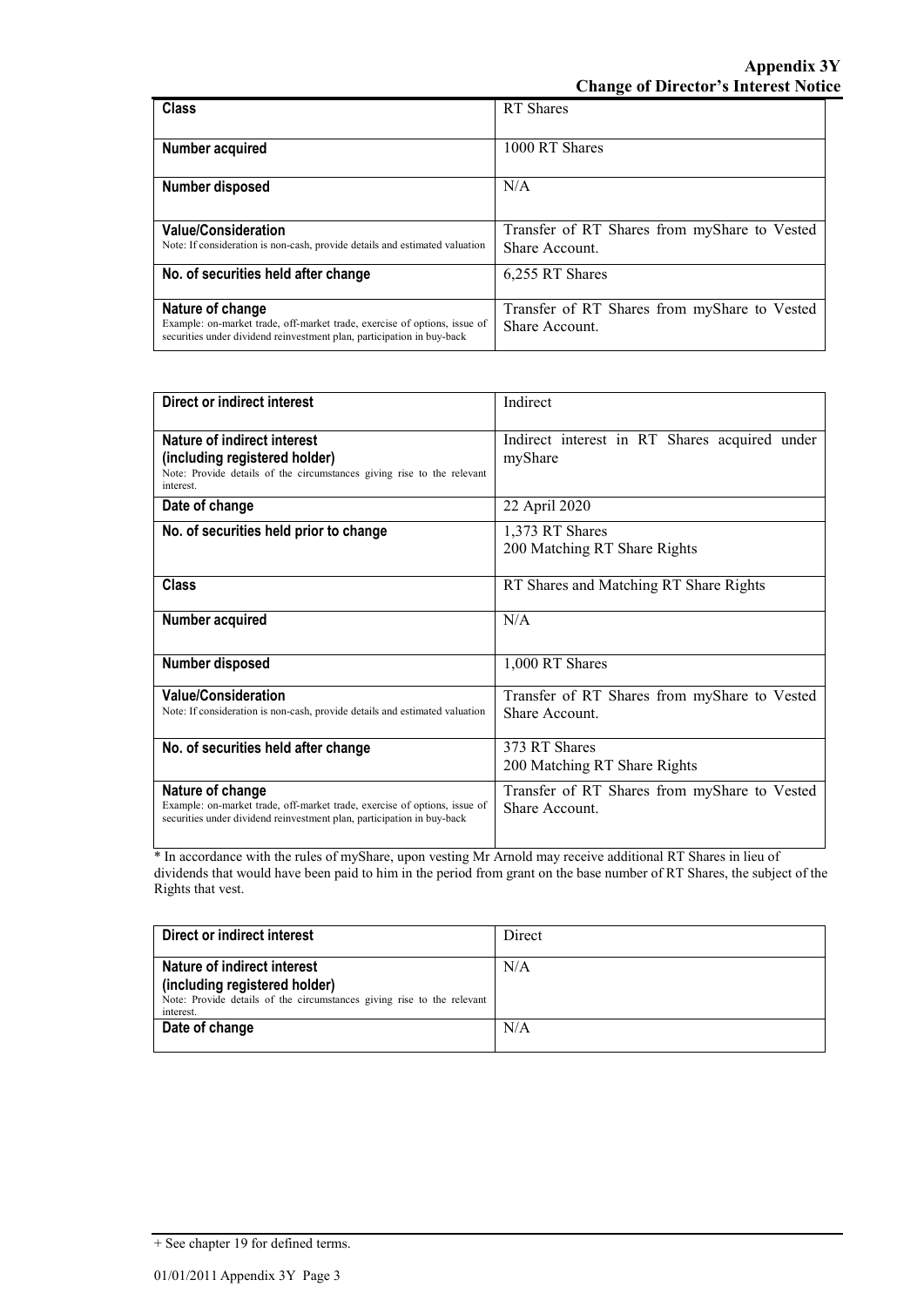| Class | RT Shares |
| --- | --- |
| Number acquired | 1000 RT Shares |
| Number disposed | N/A |
| **Value/Consideration**<br>Note: If consideration is non-cash, provide details and estimated valuation | Transfer of RT Shares from myShare to Vested Share Account. |
| No. of securities held after change | 6,255 RT Shares |
| **Nature of change**<br>Example: on-market trade, off-market trade, exercise of options, issue of securities under dividend reinvestment plan, participation in buy-back | Transfer of RT Shares from myShare to Vested Share Account. |

| Direct or indirect interest | Indirect |
| --- | --- |
| **Nature of indirect interest (including registered holder)**<br>Note: Provide details of the circumstances giving rise to the relevant interest. | Indirect interest in RT Shares acquired under myShare |
| Date of change | 22 April 2020 |
| No. of securities held prior to change | 1,373 RT Shares<br>200 Matching RT Share Rights |
| Class | RT Shares and Matching RT Share Rights |
| Number acquired | N/A |
| Number disposed | 1,000 RT Shares |
| **Value/Consideration**<br>Note: If consideration is non-cash, provide details and estimated valuation | Transfer of RT Shares from myShare to Vested Share Account. |
| No. of securities held after change | 373 RT Shares<br>200 Matching RT Share Rights |
| **Nature of change**<br>Example: on-market trade, off-market trade, exercise of options, issue of securities under dividend reinvestment plan, participation in buy-back | Transfer of RT Shares from myShare to Vested Share Account. |

* In accordance with the rules of myShare, upon vesting Mr Arnold may receive additional RT Shares in lieu of dividends that would have been paid to him in the period from grant on the base number of RT Shares, the subject of the Rights that vest.

| Direct or indirect interest | Direct |
| --- | --- |
| **Nature of indirect interest (including registered holder)**<br>Note: Provide details of the circumstances giving rise to the relevant interest. | N/A |
| Date of change | N/A |

+ See chapter 19 for defined terms.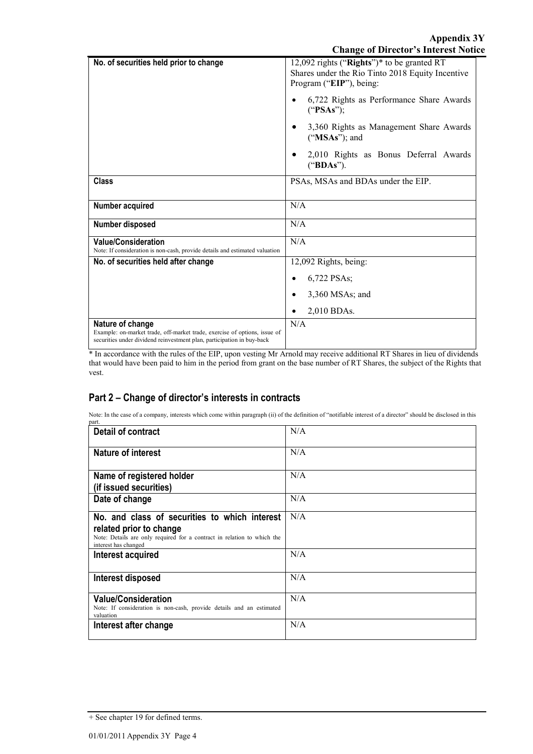| No. of securities held prior to change | 12,092 rights ("**Rights**")* to be granted RT Shares under the Rio Tinto 2018 Equity Incentive Program ("**EIP**"), being:<br>• 6,722 Rights as Performance Share Awards ("**PSAs**");<br>• 3,360 Rights as Management Share Awards ("**MSAs**"); and<br>• 2,010 Rights as Bonus Deferral Awards ("**BDAs**"). |
|---|---|
| **Class** | PSAs, MSAs and BDAs under the EIP. |
| **Number acquired** | N/A |
| **Number disposed** | N/A |
| **Value/Consideration**<br>Note: If consideration is non-cash, provide details and estimated valuation | N/A |
| **No. of securities held after change** | 12,092 Rights, being:<br>• 6,722 PSAs;<br>• 3,360 MSAs; and<br>• 2,010 BDAs. |
| **Nature of change**<br>Example: on-market trade, off-market trade, exercise of options, issue of securities under dividend reinvestment plan, participation in buy-back | N/A |

* In accordance with the rules of the EIP, upon vesting Mr Arnold may receive additional RT Shares in lieu of dividends that would have been paid to him in the period from grant on the base number of RT Shares, the subject of the Rights that vest.

## Part 2 – Change of director's interests in contracts

Note: In the case of a company, interests which come within paragraph (ii) of the definition of "notifiable interest of a director" should be disclosed in this part.

| **Detail of contract** | N/A |
|---|---|
| **Nature of interest** | N/A |
| **Name of registered holder (if issued securities)** | N/A |
| **Date of change** | N/A |
| **No. and class of securities to which interest related prior to change**<br>Note: Details are only required for a contract in relation to which the interest has changed | N/A |
| **Interest acquired** | N/A |
| **Interest disposed** | N/A |
| **Value/Consideration**<br>Note: If consideration is non-cash, provide details and an estimated valuation | N/A |
| **Interest after change** | N/A |

+ See chapter 19 for defined terms.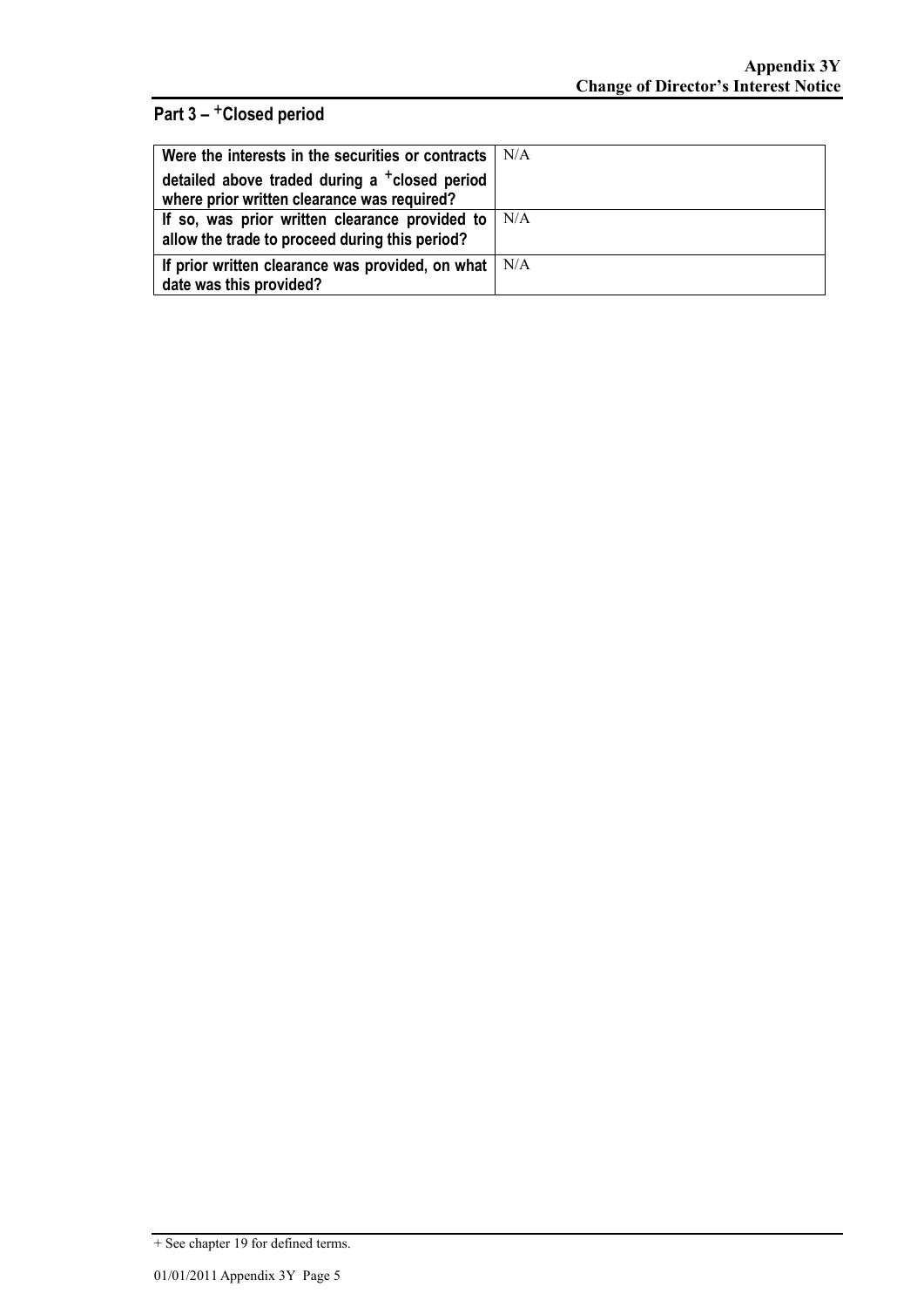## Part 3 – +Closed period

| | |
|---|---|
| **Were the interests in the securities or contracts detailed above traded during a +closed period where prior written clearance was required?** | N/A |
| **If so, was prior written clearance provided to allow the trade to proceed during this period?** | N/A |
| **If prior written clearance was provided, on what date was this provided?** | N/A |

+ See chapter 19 for defined terms.